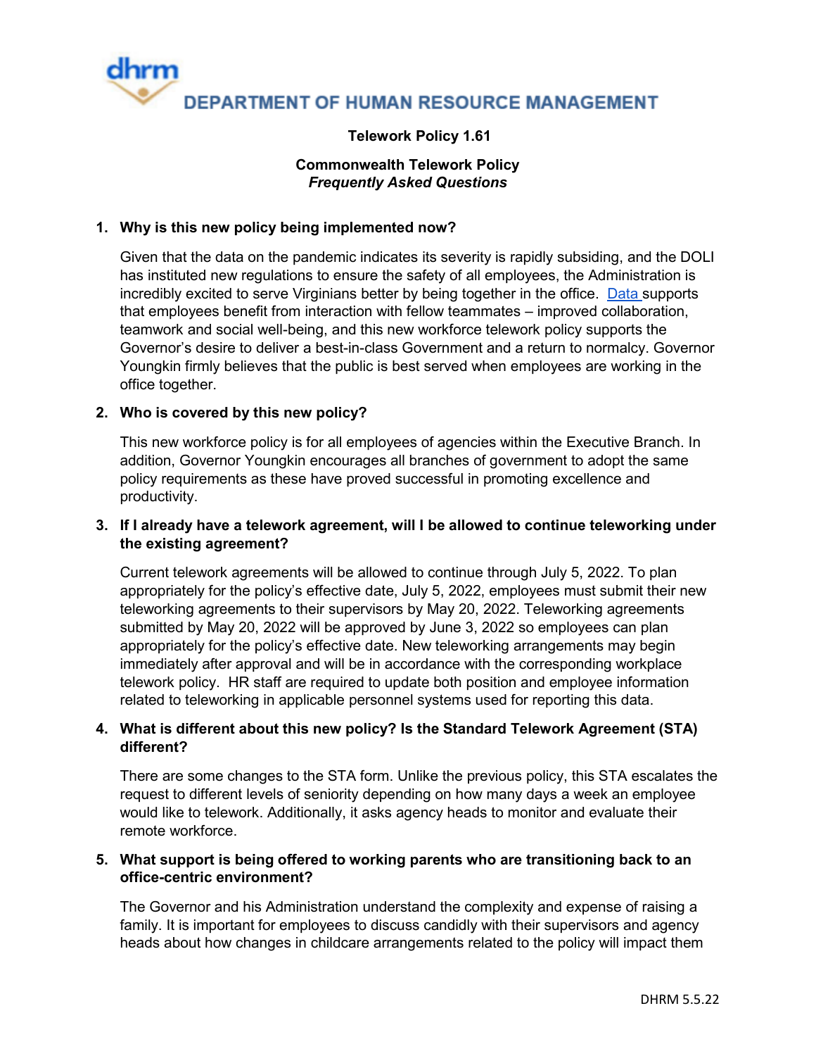# DEPARTMENT OF HUMAN RESOURCE MANAGEMENT

**Telework Policy 1.61**

**Commonwealth Telework Policy**
***Frequently Asked Questions***

1. **Why is this new policy being implemented now?**

   Given that the data on the pandemic indicates its severity is rapidly subsiding, and the DOLI has instituted new regulations to ensure the safety of all employees, the Administration is incredibly excited to serve Virginians better by being together in the office. Data supports that employees benefit from interaction with fellow teammates – improved collaboration, teamwork and social well-being, and this new workforce telework policy supports the Governor's desire to deliver a best-in-class Government and a return to normalcy. Governor Youngkin firmly believes that the public is best served when employees are working in the office together.

2. **Who is covered by this new policy?**

   This new workforce policy is for all employees of agencies within the Executive Branch. In addition, Governor Youngkin encourages all branches of government to adopt the same policy requirements as these have proved successful in promoting excellence and productivity.

3. **If I already have a telework agreement, will I be allowed to continue teleworking under the existing agreement?**

   Current telework agreements will be allowed to continue through July 5, 2022. To plan appropriately for the policy's effective date, July 5, 2022, employees must submit their new teleworking agreements to their supervisors by May 20, 2022. Teleworking agreements submitted by May 20, 2022 will be approved by June 3, 2022 so employees can plan appropriately for the policy's effective date. New teleworking arrangements may begin immediately after approval and will be in accordance with the corresponding workplace telework policy. HR staff are required to update both position and employee information related to teleworking in applicable personnel systems used for reporting this data.

4. **What is different about this new policy? Is the Standard Telework Agreement (STA) different?**

   There are some changes to the STA form. Unlike the previous policy, this STA escalates the request to different levels of seniority depending on how many days a week an employee would like to telework. Additionally, it asks agency heads to monitor and evaluate their remote workforce.

5. **What support is being offered to working parents who are transitioning back to an office-centric environment?**

   The Governor and his Administration understand the complexity and expense of raising a family. It is important for employees to discuss candidly with their supervisors and agency heads about how changes in childcare arrangements related to the policy will impact them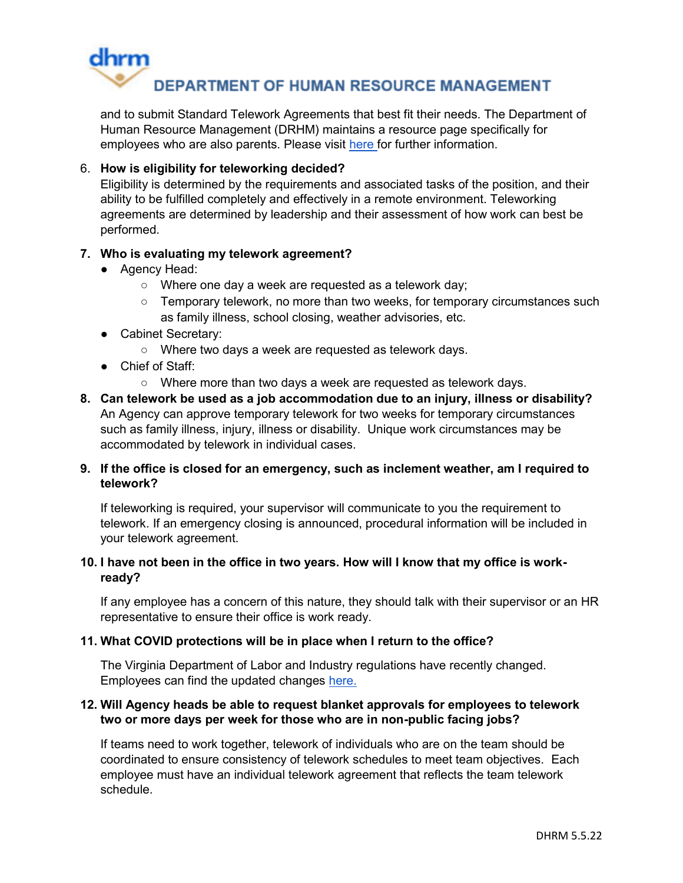and to submit Standard Telework Agreements that best fit their needs. The Department of Human Resource Management (DRHM) maintains a resource page specifically for employees who are also parents. Please visit here for further information.

6. **How is eligibility for teleworking decided?**
   Eligibility is determined by the requirements and associated tasks of the position, and their ability to be fulfilled completely and effectively in a remote environment. Teleworking agreements are determined by leadership and their assessment of how work can best be performed.

7. **Who is evaluating my telework agreement?**
   - Agency Head:
     - Where one day a week are requested as a telework day;
     - Temporary telework, no more than two weeks, for temporary circumstances such as family illness, school closing, weather advisories, etc.
   - Cabinet Secretary:
     - Where two days a week are requested as telework days.
   - Chief of Staff:
     - Where more than two days a week are requested as telework days.

8. **Can telework be used as a job accommodation due to an injury, illness or disability?**
   An Agency can approve temporary telework for two weeks for temporary circumstances such as family illness, injury, illness or disability. Unique work circumstances may be accommodated by telework in individual cases.

9. **If the office is closed for an emergency, such as inclement weather, am I required to telework?**

   If teleworking is required, your supervisor will communicate to you the requirement to telework. If an emergency closing is announced, procedural information will be included in your telework agreement.

10. **I have not been in the office in two years. How will I know that my office is work-ready?**

    If any employee has a concern of this nature, they should talk with their supervisor or an HR representative to ensure their office is work ready.

11. **What COVID protections will be in place when I return to the office?**

    The Virginia Department of Labor and Industry regulations have recently changed. Employees can find the updated changes here.

12. **Will Agency heads be able to request blanket approvals for employees to telework two or more days per week for those who are in non-public facing jobs?**

    If teams need to work together, telework of individuals who are on the team should be coordinated to ensure consistency of telework schedules to meet team objectives. Each employee must have an individual telework agreement that reflects the team telework schedule.